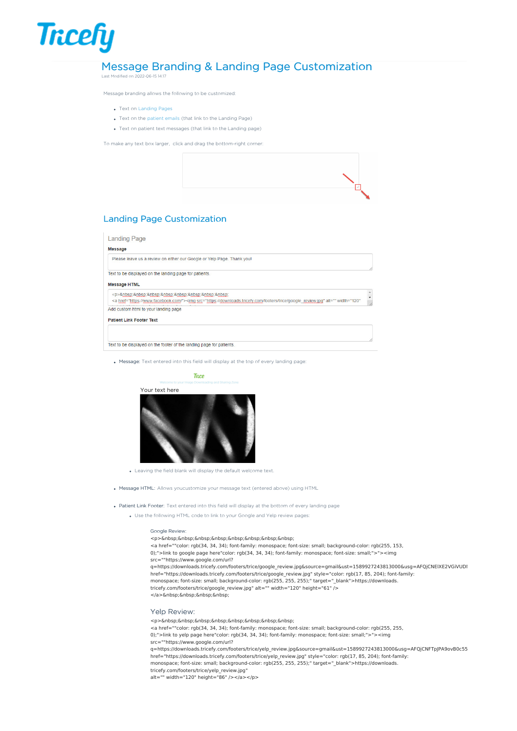# Message Branding & Landing Page Customization

Last Modified on 2022-06-15 14:17

Message branding allows the following to be customized:

- Text on Landing Pages
- Text on the patient emails (that link to the Landing Page)
- Text on patient text messages (that link to the Landing page)

To make any text box larger, click and drag the bottom-right corner:

## Landing Page Customization

Landing Page

**Message**

Please leave us a review on either our Google or Yelp Page. Thank you!

Text to be displayed on the landing page for patients.

**Message HTML**

<p>&nbsp;&nbsp;&nbsp;&nbsp;&nbsp;&nbsp;&nbsp;&nbsp;
<a href="https://www.facebook.com/"><img src="https://downloads.tricefy.com/footers/trice/google_review.jpg" alt="" width="120"

Add custom html to your landing page

**Patient Link Footer Text**

Text to be displayed on the footer of the landing page for patients.

- Message: Text entered into this field will display at the top of every landing page:

Trice

Welcome to your Image Downloading and Sharing Zone

Your text here

  - Leaving the field blank will display the default welcome text.

- Message HTML: Allows youcustomize your message text (entered above) using HTML

- Patient Link Footer: Text entered into this field will display at the bottom of every landing page
  - Use the following HTML code to link to your Google and Yelp review pages:

Google Review:

```
<p>&nbsp;&nbsp;&nbsp;&nbsp;&nbsp;&nbsp;&nbsp;&nbsp;
<a href=""color: rgb(34, 34, 34); font-family: monospace; font-size: small; background-color: rgb(255, 153,
0);">link to google page here"color: rgb(34, 34, 34); font-family: monospace; font-size: small;">"><img
src=""https://www.google.com/url?
q=https://downloads.tricefy.com/footers/trice/google_review.jpg&source=gmail&ust=1589927243813000&usg=AFQjCNEIXE2VGiVUDI
href="https://downloads.tricefy.com/footers/trice/google_review.jpg" style="color: rgb(17, 85, 204); font-family:
monospace; font-size: small; background-color: rgb(255, 255, 255);" target="_blank">https://downloads.
tricefy.com/footers/trice/google_review.jpg" alt="" width="120" height="61" />
</a>&nbsp;&nbsp;&nbsp;&nbsp;
```

Yelp Review:

```
<p>&nbsp;&nbsp;&nbsp;&nbsp;&nbsp;&nbsp;&nbsp;&nbsp;
<a href=""color: rgb(34, 34, 34); font-family: monospace; font-size: small; background-color: rgb(255, 255,
0);">link to yelp page here"color: rgb(34, 34, 34); font-family: monospace; font-size: small;">"><img
src=""https://www.google.com/url?
q=https://downloads.tricefy.com/footers/trice/yelp_review.jpg&source=gmail&ust=1589927243813000&usg=AFQjCNFTpJPA9ovB0c55
href="https://downloads.tricefy.com/footers/trice/yelp_review.jpg" style="color: rgb(17, 85, 204); font-family:
monospace; font-size: small; background-color: rgb(255, 255, 255);" target="_blank">https://downloads.
tricefy.com/footers/trice/yelp_review.jpg"
alt="" width="120" height="86" /></a></p>
```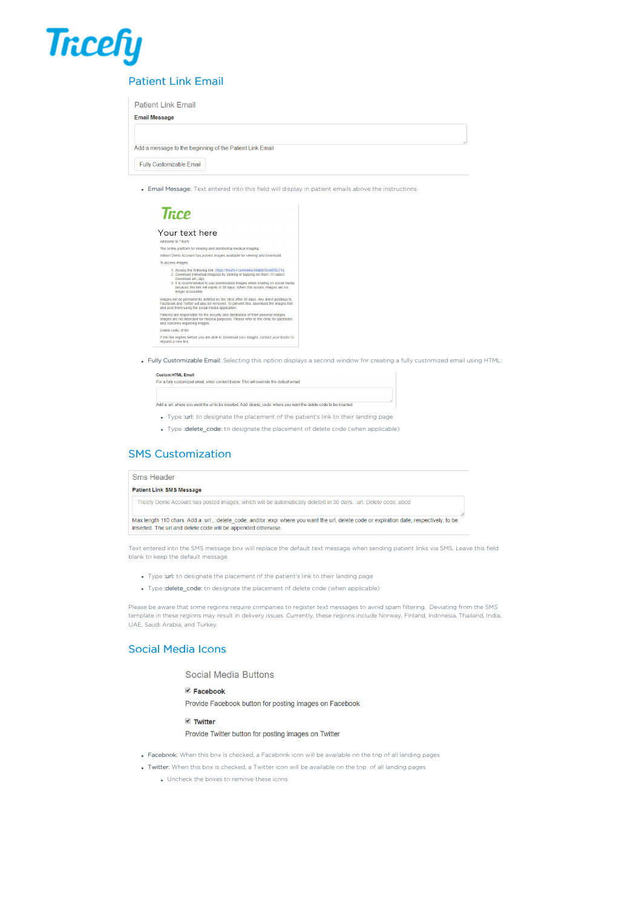## Patient Link Email

Patient Link Email

**Email Message**

Add a message to the beginning of the Patient Link Email

Fully Customizable Email

- Email Message: Text entered into this field will display in patient emails above the instructions:

Your text here

Welcome to Tricefy

The online platform for sharing and distributing medical imaging

Wilson Demo Account has posted images available for viewing and download.

To access images:

1. Access the following link: https://tricefy4.com/links/59ddb7b0d5f2c71c
2. Download individual image(s) by clicking or tapping on them. Or select Download all (.zip).
3. It is recommended to use downloaded images when sharing on social media because this link will expire in 30 days. When this occurs, images are no longer accessible.

Images will be permanently deleted by the clinic after 30 days. Any direct postings to Facebook and Twitter will also be removed. To prevent this, download the images first and post them using the social media application.

Patients are responsible for the security and distribution of their personal images. Images are not intended for medical purposes. Please refer to the clinic for questions and concerns regarding images.

Delete code: d1b0

If the link expires before you are able to download your images, contact your doctor to request a new link.

- Fully Customizable Email: Selecting this option displays a second window for creating a fully customized email using HTML:

**Custom HTML Email**

For a fully customized email, enter content below. This will override the default email.

Add a :url: where you want the url to be inserted. Add :delete_code: where you want the delete code to be inserted.

  - Type :url: to designate the placement of the patient's link to their landing page
  - Type :delete_code: to designate the placement of delete code (when applicable)

## SMS Customization

Sms Header

**Patient Link SMS Message**

Tricefy Demo Account has posted images, which will be automatically deleted in 30 days. :url: Delete code: abcd

Max length 110 chars. Add a :url:, :delete_code: and/or :exp: where you want the url, delete code or expiration date, respectively, to be inserted. The url and delete code will be appended otherwise.

Text entered into the SMS message box will replace the default text message when sending patient links via SMS. Leave this field blank to keep the default message.

- Type :url: to designate the placement of the patient's link to their landing page
- Type :delete_code: to designate the placement of delete code (when applicable)

Please be aware that some regions require companies to register text messages to avoid spam filtering. Deviating from the SMS template in these regions may result in delivery issues. Currently, these regions include Norway, Finland, Indonesia, Thailand, India, UAE, Saudi Arabia, and Turkey.

## Social Media Icons

Social Media Buttons

**Facebook**

Provide Facebook button for posting images on Facebook

**Twitter**

Provide Twitter button for posting images on Twitter

- Facebook: When this box is checked, a Facebook icon will be available on the top of all landing pages
- Twitter: When this box is checked, a Twitter icon will be available on the top of all landing pages
  - Uncheck the boxes to remove these icons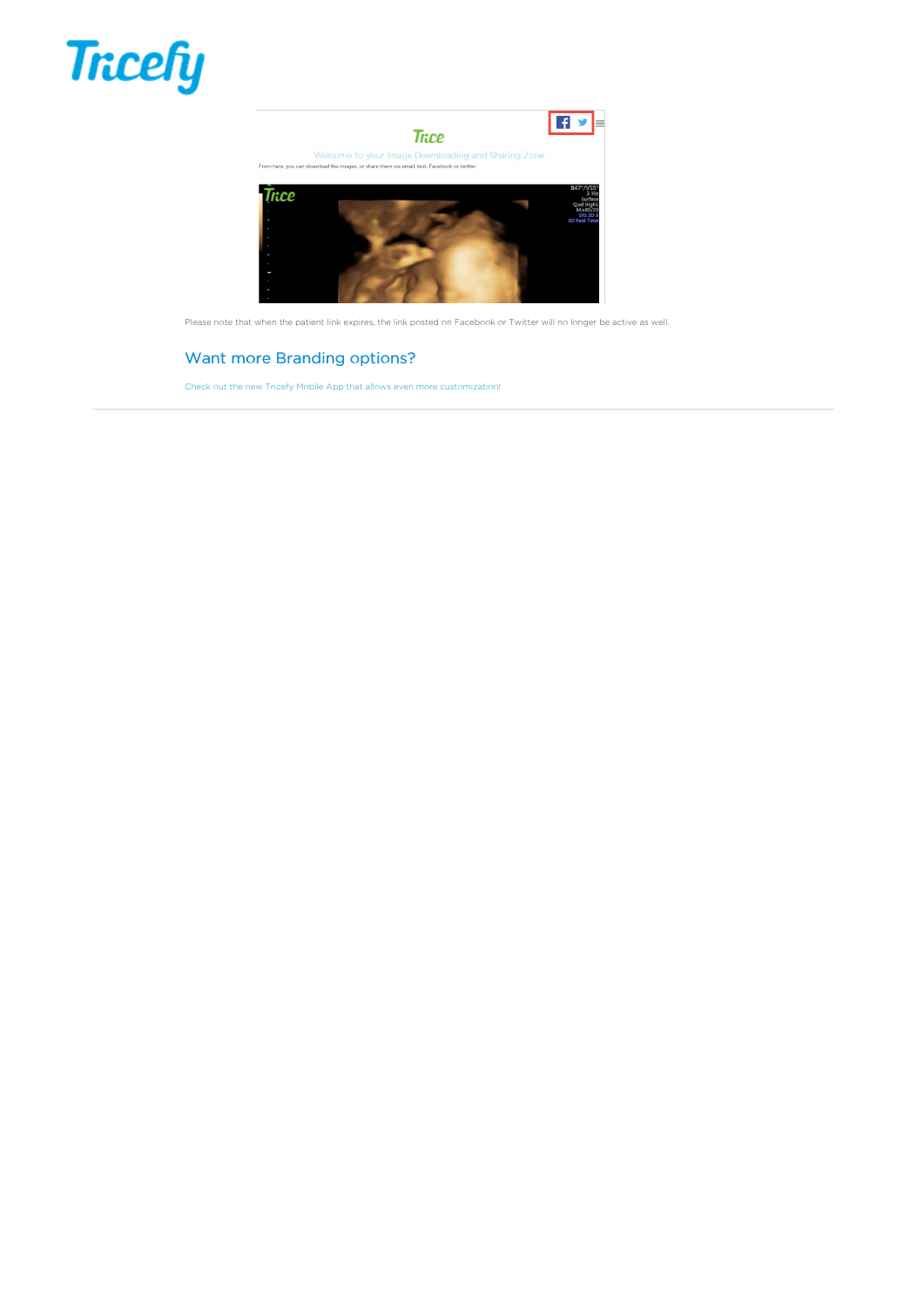Please note that when the patient link expires, the link posted on Facebook or Twitter will no longer be active as well.

## Want more Branding options?

Check out the new Tricefy Mobile App that allows even more customization!